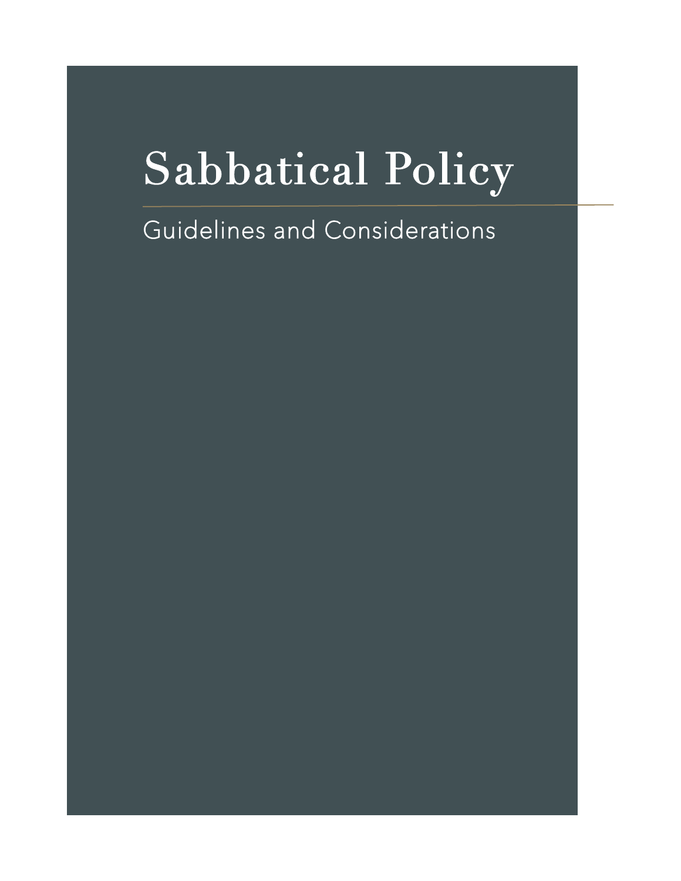# Sabbatical Policy

## Guidelines and Considerations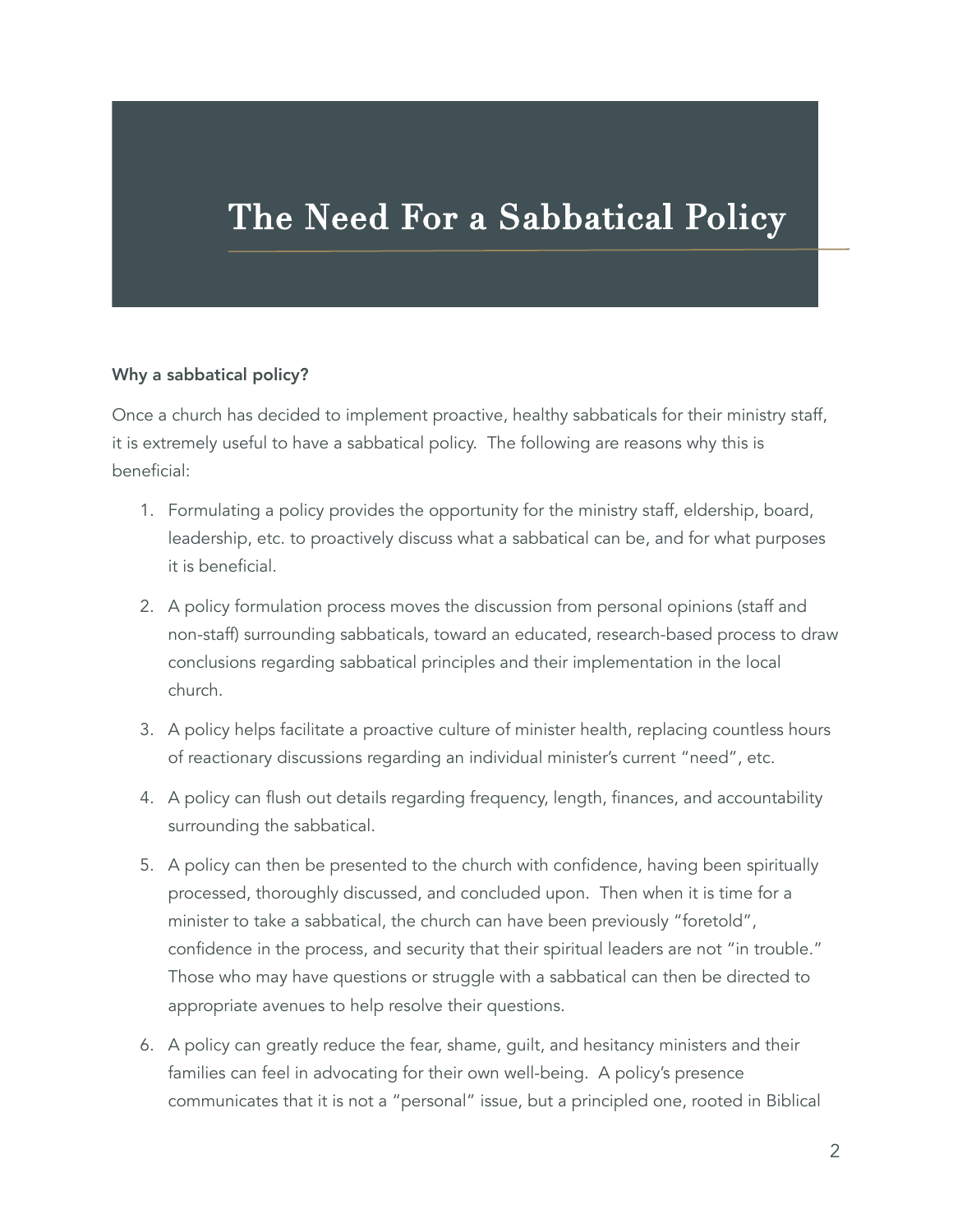# The Need For a Sabbatical Policy

**Why a sabbatical policy?**

Once a church has decided to implement proactive, healthy sabbaticals for their ministry staff, it is extremely useful to have a sabbatical policy. The following are reasons why this is beneficial:

1. Formulating a policy provides the opportunity for the ministry staff, eldership, board, leadership, etc. to proactively discuss what a sabbatical can be, and for what purposes it is beneficial.
2. A policy formulation process moves the discussion from personal opinions (staff and non-staff) surrounding sabbaticals, toward an educated, research-based process to draw conclusions regarding sabbatical principles and their implementation in the local church.
3. A policy helps facilitate a proactive culture of minister health, replacing countless hours of reactionary discussions regarding an individual minister's current "need", etc.
4. A policy can flush out details regarding frequency, length, finances, and accountability surrounding the sabbatical.
5. A policy can then be presented to the church with confidence, having been spiritually processed, thoroughly discussed, and concluded upon. Then when it is time for a minister to take a sabbatical, the church can have been previously "foretold", confidence in the process, and security that their spiritual leaders are not "in trouble." Those who may have questions or struggle with a sabbatical can then be directed to appropriate avenues to help resolve their questions.
6. A policy can greatly reduce the fear, shame, guilt, and hesitancy ministers and their families can feel in advocating for their own well-being. A policy's presence communicates that it is not a "personal" issue, but a principled one, rooted in Biblical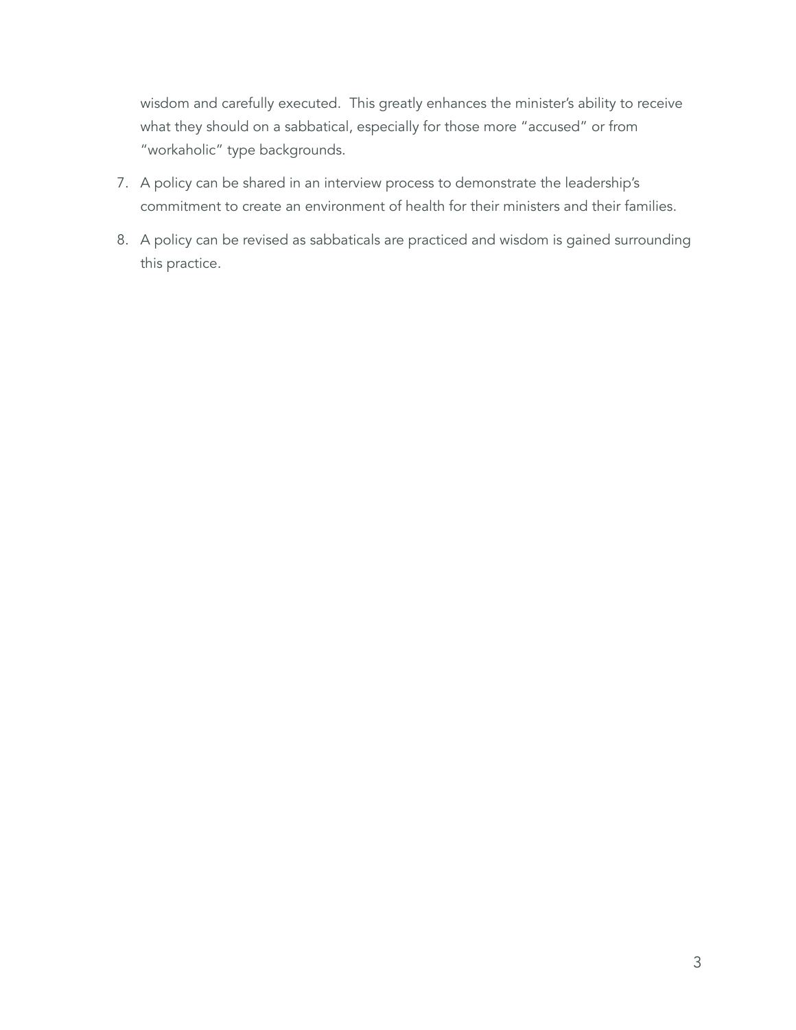wisdom and carefully executed. This greatly enhances the minister's ability to receive what they should on a sabbatical, especially for those more "accused" or from "workaholic" type backgrounds.

7. A policy can be shared in an interview process to demonstrate the leadership's commitment to create an environment of health for their ministers and their families.

8. A policy can be revised as sabbaticals are practiced and wisdom is gained surrounding this practice.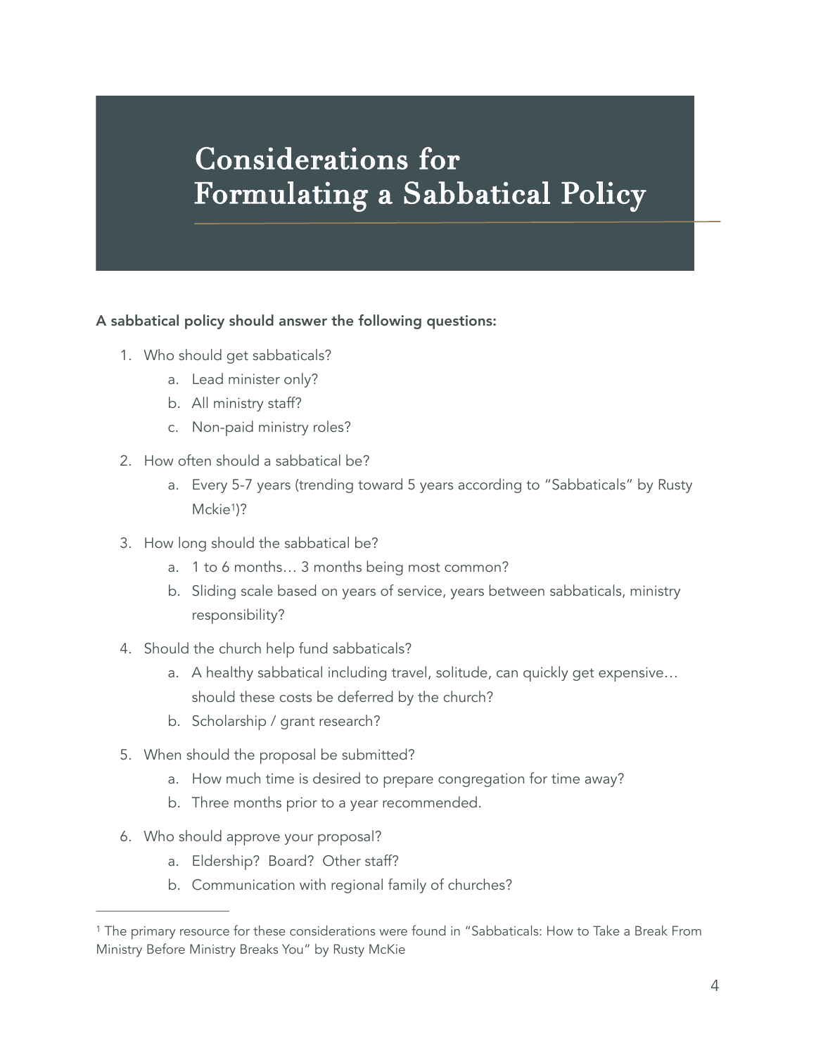# Considerations for Formulating a Sabbatical Policy

**A sabbatical policy should answer the following questions:**

1. Who should get sabbaticals?
    a. Lead minister only?
    b. All ministry staff?
    c. Non-paid ministry roles?
2. How often should a sabbatical be?
    a. Every 5-7 years (trending toward 5 years according to "Sabbaticals" by Rusty Mckie[1])?
3. How long should the sabbatical be?
    a. 1 to 6 months… 3 months being most common?
    b. Sliding scale based on years of service, years between sabbaticals, ministry responsibility?
4. Should the church help fund sabbaticals?
    a. A healthy sabbatical including travel, solitude, can quickly get expensive… should these costs be deferred by the church?
    b. Scholarship / grant research?
5. When should the proposal be submitted?
    a. How much time is desired to prepare congregation for time away?
    b. Three months prior to a year recommended.
6. Who should approve your proposal?
    a. Eldership? Board? Other staff?
    b. Communication with regional family of churches?

---

[1] The primary resource for these considerations were found in "Sabbaticals: How to Take a Break From Ministry Before Ministry Breaks You" by Rusty McKie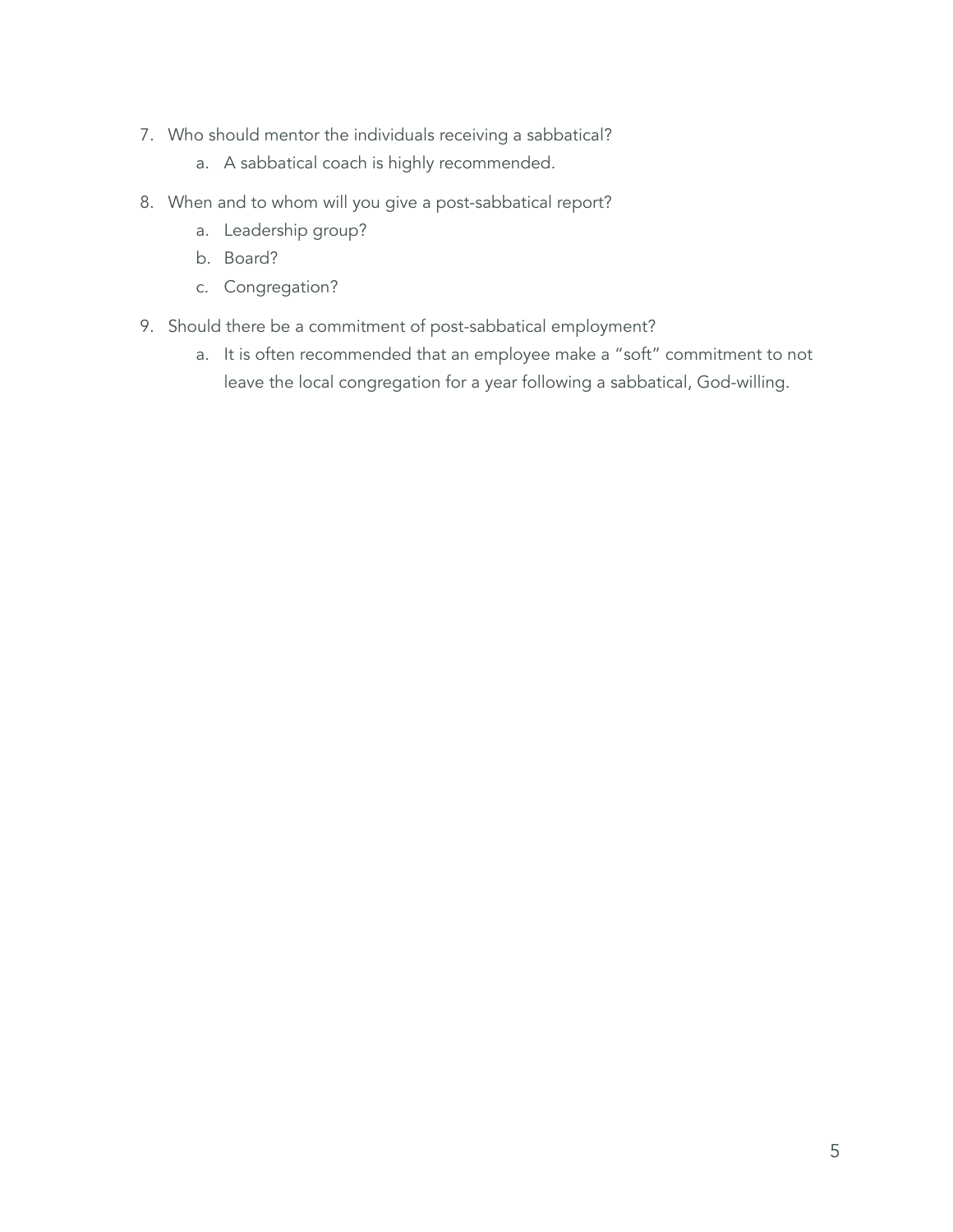7. Who should mentor the individuals receiving a sabbatical?
    a. A sabbatical coach is highly recommended.
8. When and to whom will you give a post-sabbatical report?
    a. Leadership group?
    b. Board?
    c. Congregation?
9. Should there be a commitment of post-sabbatical employment?
    a. It is often recommended that an employee make a "soft" commitment to not leave the local congregation for a year following a sabbatical, God-willing.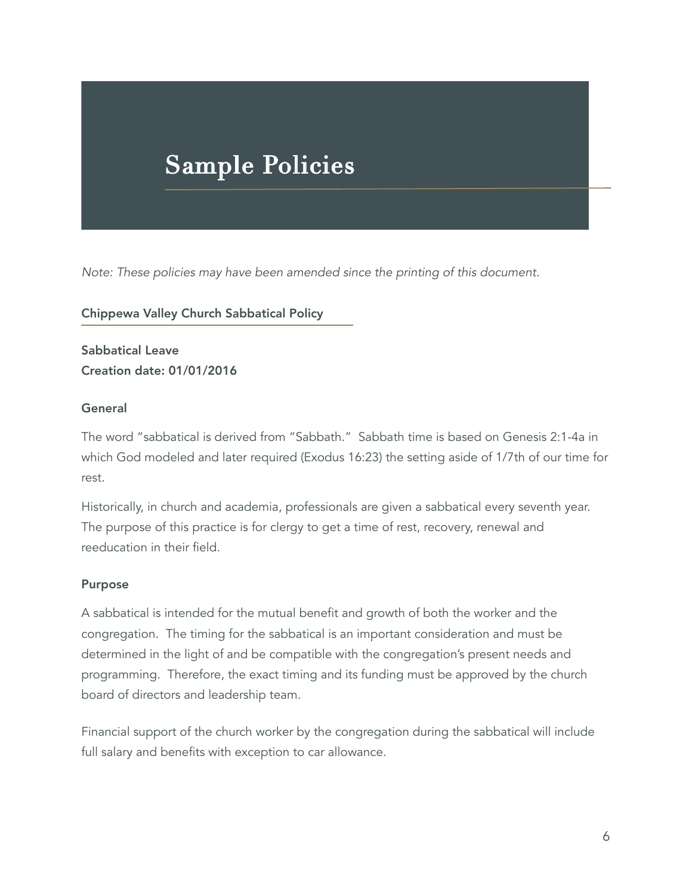# Sample Policies

*Note: These policies may have been amended since the printing of this document.*

## Chippewa Valley Church Sabbatical Policy

**Sabbatical Leave**
**Creation date: 01/01/2016**

### General

The word "sabbatical is derived from "Sabbath." Sabbath time is based on Genesis 2:1-4a in which God modeled and later required (Exodus 16:23) the setting aside of 1/7th of our time for rest.

Historically, in church and academia, professionals are given a sabbatical every seventh year. The purpose of this practice is for clergy to get a time of rest, recovery, renewal and reeducation in their field.

### Purpose

A sabbatical is intended for the mutual benefit and growth of both the worker and the congregation. The timing for the sabbatical is an important consideration and must be determined in the light of and be compatible with the congregation's present needs and programming. Therefore, the exact timing and its funding must be approved by the church board of directors and leadership team.

Financial support of the church worker by the congregation during the sabbatical will include full salary and benefits with exception to car allowance.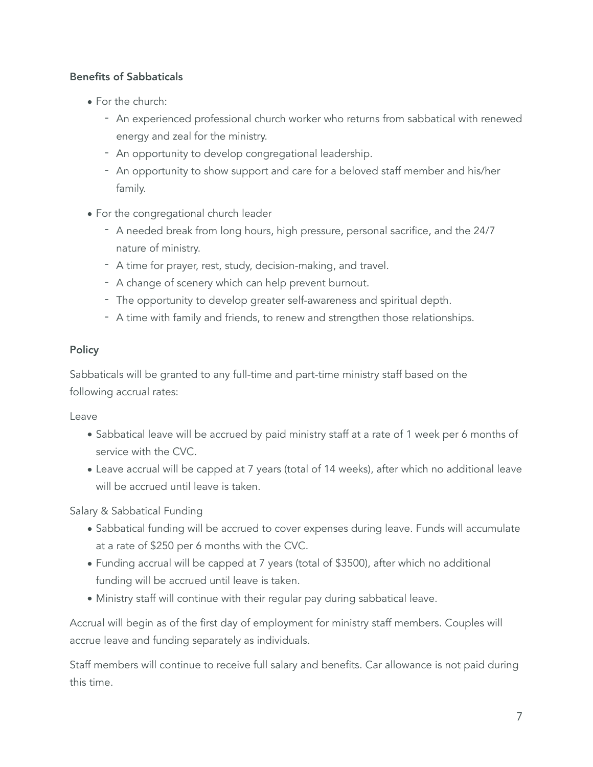**Benefits of Sabbaticals**

- For the church:
  - An experienced professional church worker who returns from sabbatical with renewed energy and zeal for the ministry.
  - An opportunity to develop congregational leadership.
  - An opportunity to show support and care for a beloved staff member and his/her family.
- For the congregational church leader
  - A needed break from long hours, high pressure, personal sacrifice, and the 24/7 nature of ministry.
  - A time for prayer, rest, study, decision-making, and travel.
  - A change of scenery which can help prevent burnout.
  - The opportunity to develop greater self-awareness and spiritual depth.
  - A time with family and friends, to renew and strengthen those relationships.

**Policy**

Sabbaticals will be granted to any full-time and part-time ministry staff based on the following accrual rates:

Leave

- Sabbatical leave will be accrued by paid ministry staff at a rate of 1 week per 6 months of service with the CVC.
- Leave accrual will be capped at 7 years (total of 14 weeks), after which no additional leave will be accrued until leave is taken.

Salary & Sabbatical Funding

- Sabbatical funding will be accrued to cover expenses during leave. Funds will accumulate at a rate of $250 per 6 months with the CVC.
- Funding accrual will be capped at 7 years (total of $3500), after which no additional funding will be accrued until leave is taken.
- Ministry staff will continue with their regular pay during sabbatical leave.

Accrual will begin as of the first day of employment for ministry staff members. Couples will accrue leave and funding separately as individuals.

Staff members will continue to receive full salary and benefits. Car allowance is not paid during this time.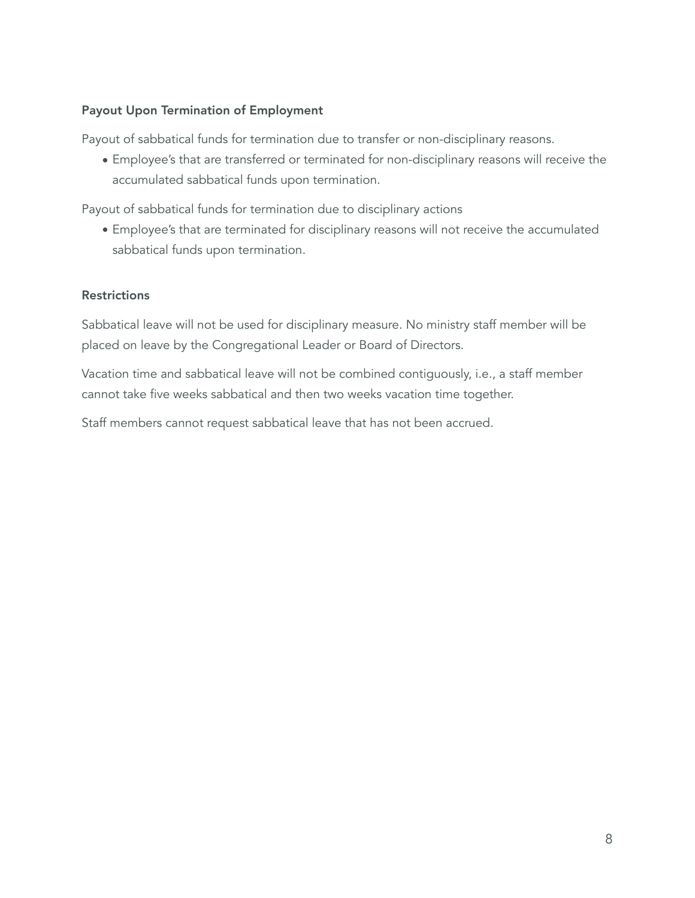### Payout Upon Termination of Employment

Payout of sabbatical funds for termination due to transfer or non-disciplinary reasons.

- Employee's that are transferred or terminated for non-disciplinary reasons will receive the accumulated sabbatical funds upon termination.

Payout of sabbatical funds for termination due to disciplinary actions

- Employee's that are terminated for disciplinary reasons will not receive the accumulated sabbatical funds upon termination.

### Restrictions

Sabbatical leave will not be used for disciplinary measure. No ministry staff member will be placed on leave by the Congregational Leader or Board of Directors.

Vacation time and sabbatical leave will not be combined contiguously, i.e., a staff member cannot take five weeks sabbatical and then two weeks vacation time together.

Staff members cannot request sabbatical leave that has not been accrued.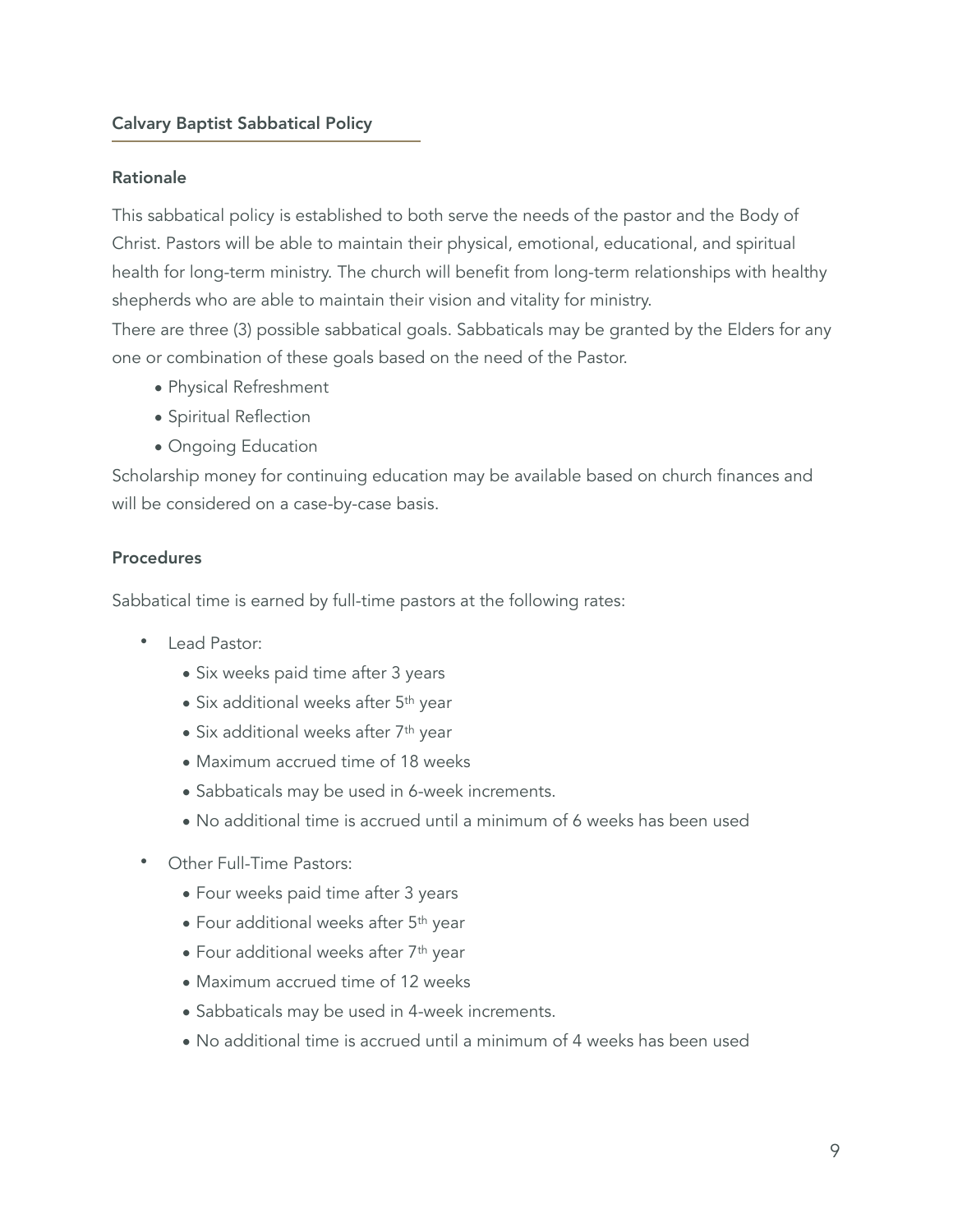## Calvary Baptist Sabbatical Policy

### Rationale

This sabbatical policy is established to both serve the needs of the pastor and the Body of Christ. Pastors will be able to maintain their physical, emotional, educational, and spiritual health for long-term ministry. The church will benefit from long-term relationships with healthy shepherds who are able to maintain their vision and vitality for ministry.

There are three (3) possible sabbatical goals. Sabbaticals may be granted by the Elders for any one or combination of these goals based on the need of the Pastor.

- Physical Refreshment
- Spiritual Reflection
- Ongoing Education

Scholarship money for continuing education may be available based on church finances and will be considered on a case-by-case basis.

### Procedures

Sabbatical time is earned by full-time pastors at the following rates:

- Lead Pastor:
  - Six weeks paid time after 3 years
  - Six additional weeks after 5th year
  - Six additional weeks after 7th year
  - Maximum accrued time of 18 weeks
  - Sabbaticals may be used in 6-week increments.
  - No additional time is accrued until a minimum of 6 weeks has been used

- Other Full-Time Pastors:
  - Four weeks paid time after 3 years
  - Four additional weeks after 5th year
  - Four additional weeks after 7th year
  - Maximum accrued time of 12 weeks
  - Sabbaticals may be used in 4-week increments.
  - No additional time is accrued until a minimum of 4 weeks has been used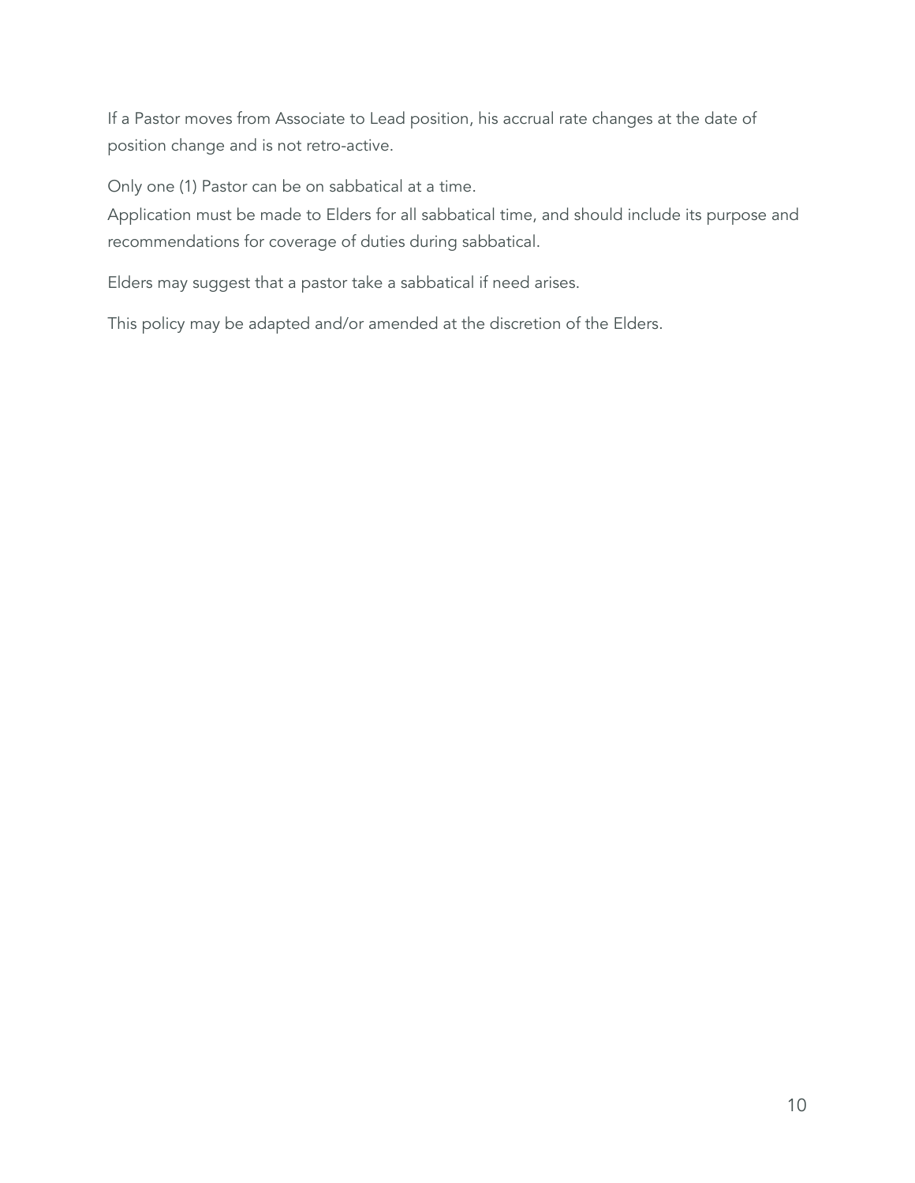If a Pastor moves from Associate to Lead position, his accrual rate changes at the date of position change and is not retro-active.

Only one (1) Pastor can be on sabbatical at a time.
Application must be made to Elders for all sabbatical time, and should include its purpose and recommendations for coverage of duties during sabbatical.

Elders may suggest that a pastor take a sabbatical if need arises.

This policy may be adapted and/or amended at the discretion of the Elders.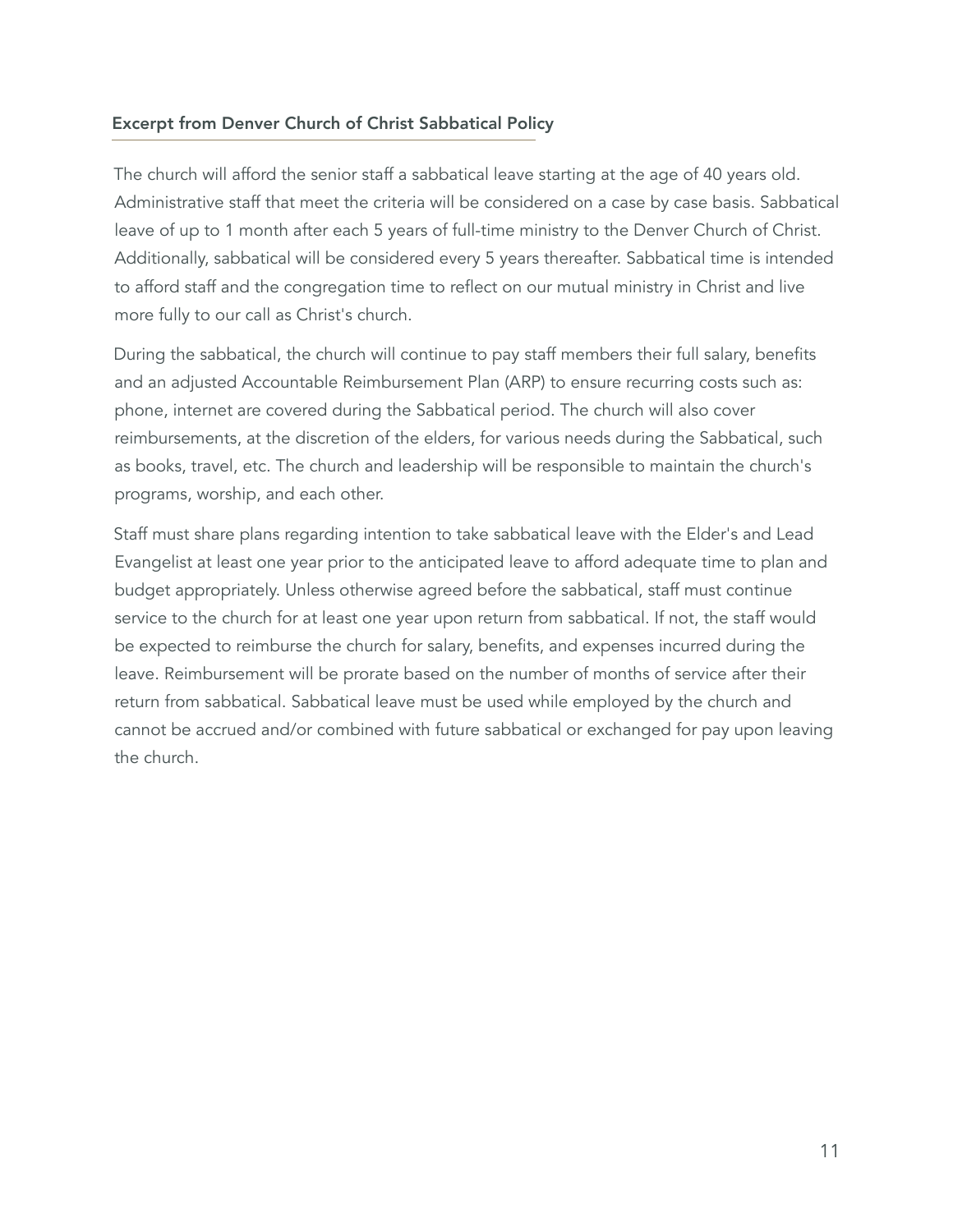### Excerpt from Denver Church of Christ Sabbatical Policy

The church will afford the senior staff a sabbatical leave starting at the age of 40 years old. Administrative staff that meet the criteria will be considered on a case by case basis. Sabbatical leave of up to 1 month after each 5 years of full-time ministry to the Denver Church of Christ. Additionally, sabbatical will be considered every 5 years thereafter. Sabbatical time is intended to afford staff and the congregation time to reflect on our mutual ministry in Christ and live more fully to our call as Christ's church.

During the sabbatical, the church will continue to pay staff members their full salary, benefits and an adjusted Accountable Reimbursement Plan (ARP) to ensure recurring costs such as: phone, internet are covered during the Sabbatical period. The church will also cover reimbursements, at the discretion of the elders, for various needs during the Sabbatical, such as books, travel, etc. The church and leadership will be responsible to maintain the church's programs, worship, and each other.

Staff must share plans regarding intention to take sabbatical leave with the Elder's and Lead Evangelist at least one year prior to the anticipated leave to afford adequate time to plan and budget appropriately. Unless otherwise agreed before the sabbatical, staff must continue service to the church for at least one year upon return from sabbatical. If not, the staff would be expected to reimburse the church for salary, benefits, and expenses incurred during the leave. Reimbursement will be prorate based on the number of months of service after their return from sabbatical. Sabbatical leave must be used while employed by the church and cannot be accrued and/or combined with future sabbatical or exchanged for pay upon leaving the church.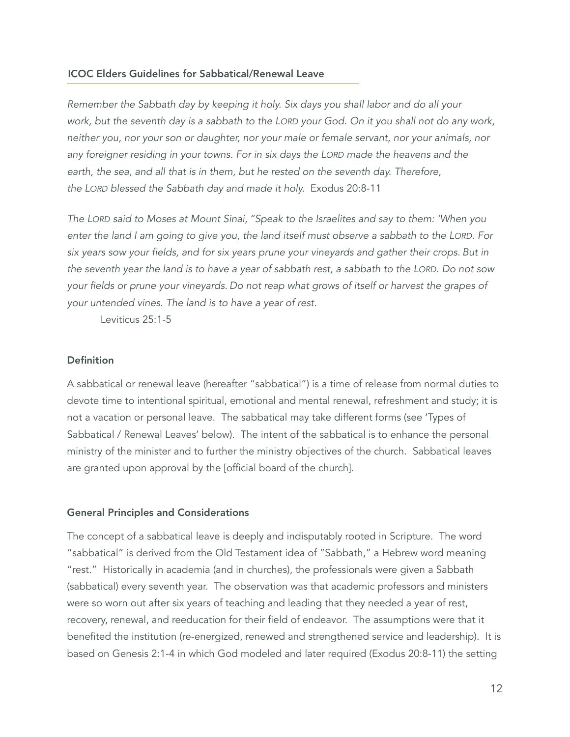## ICOC Elders Guidelines for Sabbatical/Renewal Leave

*Remember the Sabbath day by keeping it holy. Six days you shall labor and do all your work, but the seventh day is a sabbath to the LORD your God. On it you shall not do any work, neither you, nor your son or daughter, nor your male or female servant, nor your animals, nor any foreigner residing in your towns. For in six days the LORD made the heavens and the earth, the sea, and all that is in them, but he rested on the seventh day. Therefore, the LORD blessed the Sabbath day and made it holy.* Exodus 20:8-11

*The LORD said to Moses at Mount Sinai, "Speak to the Israelites and say to them: 'When you enter the land I am going to give you, the land itself must observe a sabbath to the LORD. For six years sow your fields, and for six years prune your vineyards and gather their crops. But in the seventh year the land is to have a year of sabbath rest, a sabbath to the LORD. Do not sow your fields or prune your vineyards. Do not reap what grows of itself or harvest the grapes of your untended vines. The land is to have a year of rest.*

Leviticus 25:1-5

### Definition

A sabbatical or renewal leave (hereafter "sabbatical") is a time of release from normal duties to devote time to intentional spiritual, emotional and mental renewal, refreshment and study; it is not a vacation or personal leave. The sabbatical may take different forms (see 'Types of Sabbatical / Renewal Leaves' below). The intent of the sabbatical is to enhance the personal ministry of the minister and to further the ministry objectives of the church. Sabbatical leaves are granted upon approval by the [official board of the church].

### General Principles and Considerations

The concept of a sabbatical leave is deeply and indisputably rooted in Scripture. The word "sabbatical" is derived from the Old Testament idea of "Sabbath," a Hebrew word meaning "rest." Historically in academia (and in churches), the professionals were given a Sabbath (sabbatical) every seventh year. The observation was that academic professors and ministers were so worn out after six years of teaching and leading that they needed a year of rest, recovery, renewal, and reeducation for their field of endeavor. The assumptions were that it benefited the institution (re-energized, renewed and strengthened service and leadership). It is based on Genesis 2:1-4 in which God modeled and later required (Exodus 20:8-11) the setting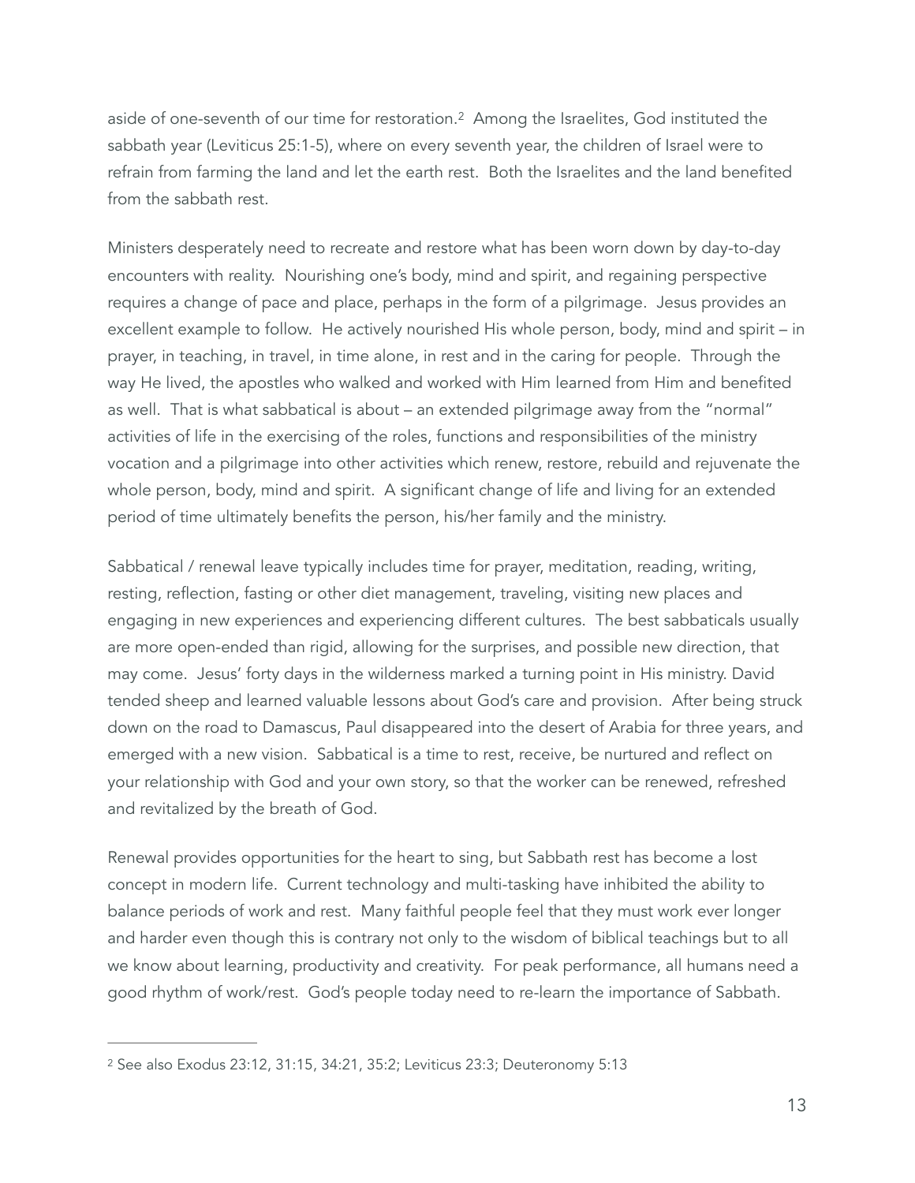aside of one-seventh of our time for restoration.[2] Among the Israelites, God instituted the sabbath year (Leviticus 25:1-5), where on every seventh year, the children of Israel were to refrain from farming the land and let the earth rest. Both the Israelites and the land benefited from the sabbath rest.

Ministers desperately need to recreate and restore what has been worn down by day-to-day encounters with reality. Nourishing one's body, mind and spirit, and regaining perspective requires a change of pace and place, perhaps in the form of a pilgrimage. Jesus provides an excellent example to follow. He actively nourished His whole person, body, mind and spirit – in prayer, in teaching, in travel, in time alone, in rest and in the caring for people. Through the way He lived, the apostles who walked and worked with Him learned from Him and benefited as well. That is what sabbatical is about – an extended pilgrimage away from the "normal" activities of life in the exercising of the roles, functions and responsibilities of the ministry vocation and a pilgrimage into other activities which renew, restore, rebuild and rejuvenate the whole person, body, mind and spirit. A significant change of life and living for an extended period of time ultimately benefits the person, his/her family and the ministry.

Sabbatical / renewal leave typically includes time for prayer, meditation, reading, writing, resting, reflection, fasting or other diet management, traveling, visiting new places and engaging in new experiences and experiencing different cultures. The best sabbaticals usually are more open-ended than rigid, allowing for the surprises, and possible new direction, that may come. Jesus' forty days in the wilderness marked a turning point in His ministry. David tended sheep and learned valuable lessons about God's care and provision. After being struck down on the road to Damascus, Paul disappeared into the desert of Arabia for three years, and emerged with a new vision. Sabbatical is a time to rest, receive, be nurtured and reflect on your relationship with God and your own story, so that the worker can be renewed, refreshed and revitalized by the breath of God.

Renewal provides opportunities for the heart to sing, but Sabbath rest has become a lost concept in modern life. Current technology and multi-tasking have inhibited the ability to balance periods of work and rest. Many faithful people feel that they must work ever longer and harder even though this is contrary not only to the wisdom of biblical teachings but to all we know about learning, productivity and creativity. For peak performance, all humans need a good rhythm of work/rest. God's people today need to re-learn the importance of Sabbath.

---

[2] See also Exodus 23:12, 31:15, 34:21, 35:2; Leviticus 23:3; Deuteronomy 5:13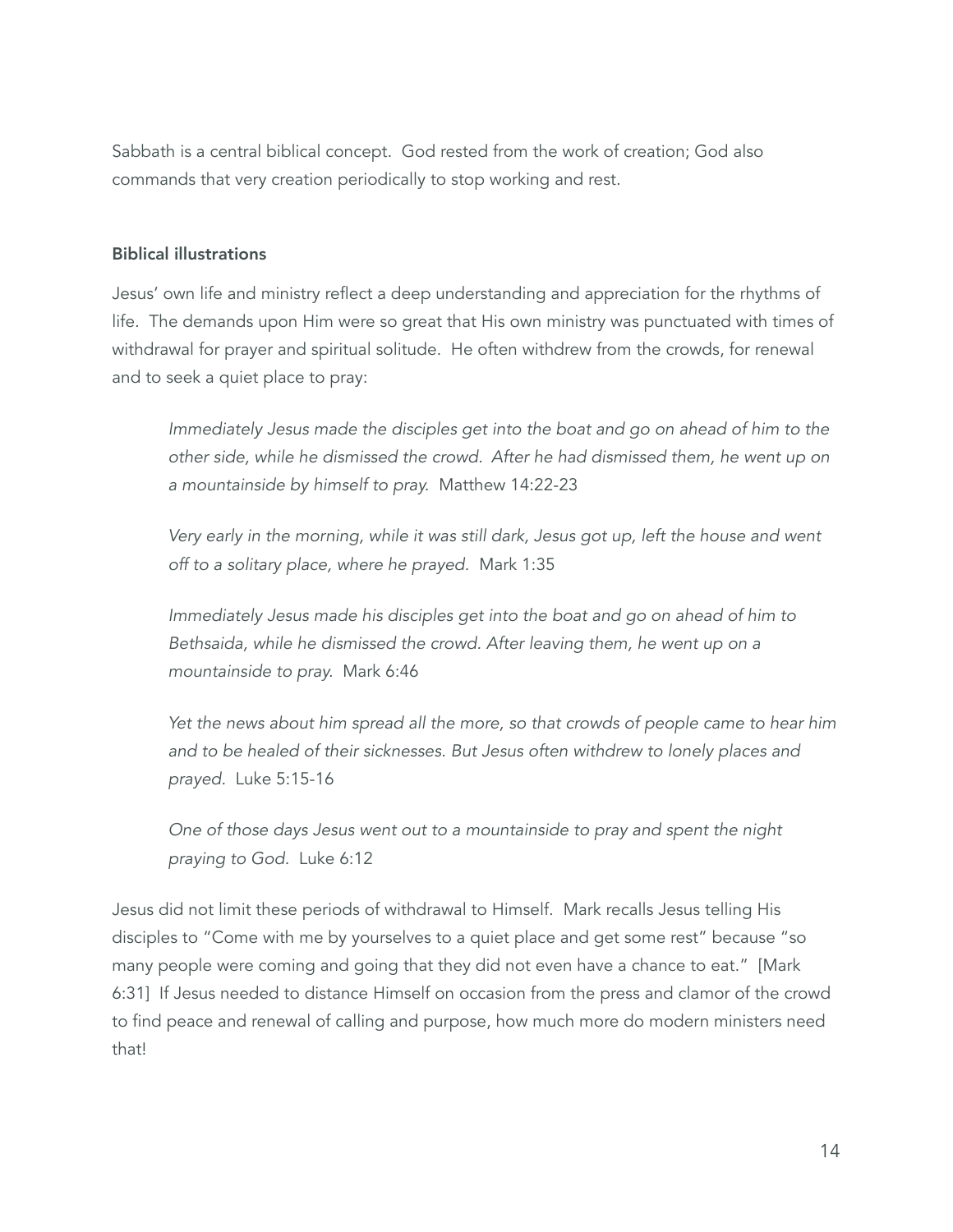Sabbath is a central biblical concept. God rested from the work of creation; God also commands that very creation periodically to stop working and rest.

### Biblical illustrations

Jesus' own life and ministry reflect a deep understanding and appreciation for the rhythms of life. The demands upon Him were so great that His own ministry was punctuated with times of withdrawal for prayer and spiritual solitude. He often withdrew from the crowds, for renewal and to seek a quiet place to pray:

> *Immediately Jesus made the disciples get into the boat and go on ahead of him to the other side, while he dismissed the crowd. After he had dismissed them, he went up on a mountainside by himself to pray.* Matthew 14:22-23

> *Very early in the morning, while it was still dark, Jesus got up, left the house and went off to a solitary place, where he prayed.* Mark 1:35

> *Immediately Jesus made his disciples get into the boat and go on ahead of him to Bethsaida, while he dismissed the crowd. After leaving them, he went up on a mountainside to pray.* Mark 6:46

> *Yet the news about him spread all the more, so that crowds of people came to hear him and to be healed of their sicknesses. But Jesus often withdrew to lonely places and prayed.* Luke 5:15-16

> *One of those days Jesus went out to a mountainside to pray and spent the night praying to God.* Luke 6:12

Jesus did not limit these periods of withdrawal to Himself. Mark recalls Jesus telling His disciples to "Come with me by yourselves to a quiet place and get some rest" because "so many people were coming and going that they did not even have a chance to eat." [Mark 6:31] If Jesus needed to distance Himself on occasion from the press and clamor of the crowd to find peace and renewal of calling and purpose, how much more do modern ministers need that!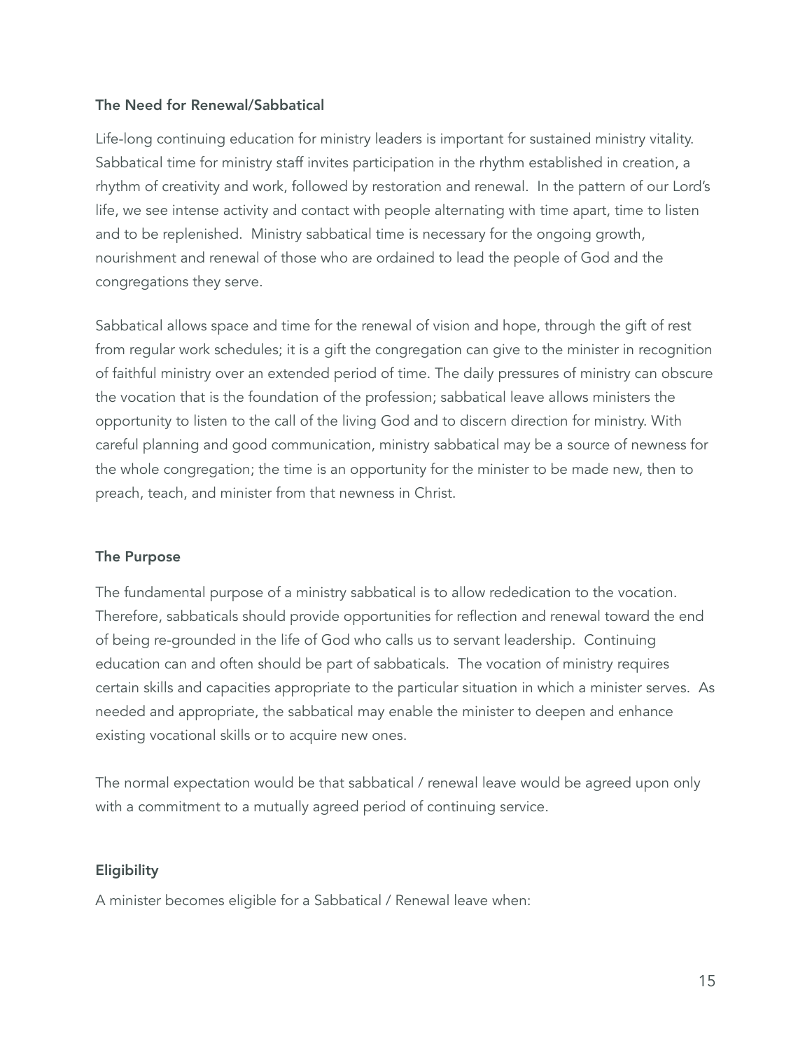### The Need for Renewal/Sabbatical

Life-long continuing education for ministry leaders is important for sustained ministry vitality. Sabbatical time for ministry staff invites participation in the rhythm established in creation, a rhythm of creativity and work, followed by restoration and renewal. In the pattern of our Lord's life, we see intense activity and contact with people alternating with time apart, time to listen and to be replenished. Ministry sabbatical time is necessary for the ongoing growth, nourishment and renewal of those who are ordained to lead the people of God and the congregations they serve.

Sabbatical allows space and time for the renewal of vision and hope, through the gift of rest from regular work schedules; it is a gift the congregation can give to the minister in recognition of faithful ministry over an extended period of time. The daily pressures of ministry can obscure the vocation that is the foundation of the profession; sabbatical leave allows ministers the opportunity to listen to the call of the living God and to discern direction for ministry. With careful planning and good communication, ministry sabbatical may be a source of newness for the whole congregation; the time is an opportunity for the minister to be made new, then to preach, teach, and minister from that newness in Christ.

### The Purpose

The fundamental purpose of a ministry sabbatical is to allow rededication to the vocation. Therefore, sabbaticals should provide opportunities for reflection and renewal toward the end of being re-grounded in the life of God who calls us to servant leadership. Continuing education can and often should be part of sabbaticals. The vocation of ministry requires certain skills and capacities appropriate to the particular situation in which a minister serves. As needed and appropriate, the sabbatical may enable the minister to deepen and enhance existing vocational skills or to acquire new ones.

The normal expectation would be that sabbatical / renewal leave would be agreed upon only with a commitment to a mutually agreed period of continuing service.

### Eligibility

A minister becomes eligible for a Sabbatical / Renewal leave when: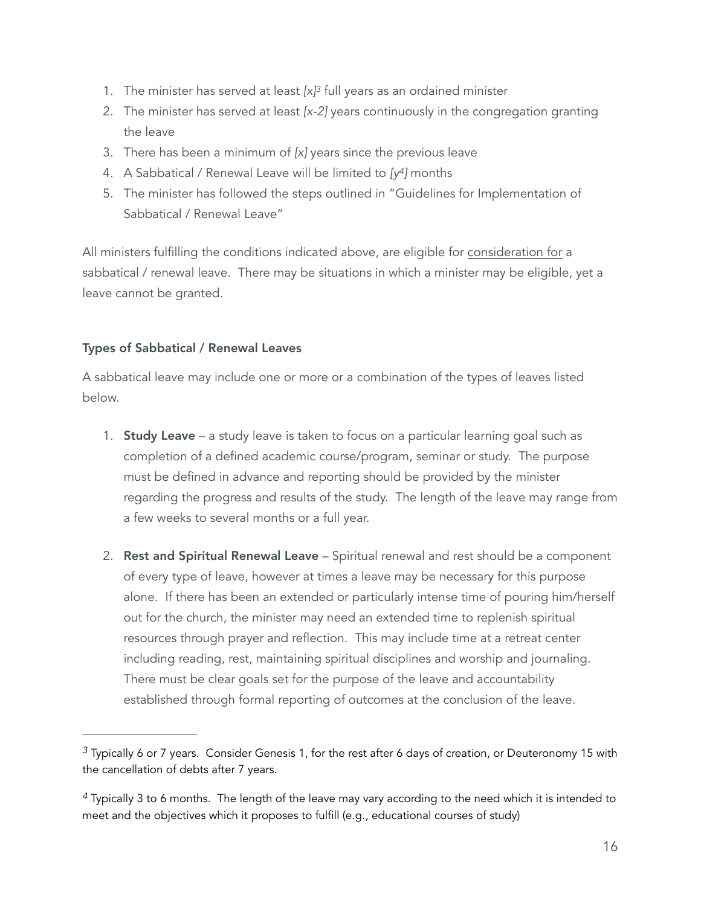1. The minister has served at least *[x]*[3] full years as an ordained minister
2. The minister has served at least *[x-2]* years continuously in the congregation granting the leave
3. There has been a minimum of *[x]* years since the previous leave
4. A Sabbatical / Renewal Leave will be limited to *[y*[4]*]* months
5. The minister has followed the steps outlined in "Guidelines for Implementation of Sabbatical / Renewal Leave"

All ministers fulfilling the conditions indicated above, are eligible for <u>consideration for</u> a sabbatical / renewal leave. There may be situations in which a minister may be eligible, yet a leave cannot be granted.

**Types of Sabbatical / Renewal Leaves**

A sabbatical leave may include one or more or a combination of the types of leaves listed below.

1. **Study Leave** – a study leave is taken to focus on a particular learning goal such as completion of a defined academic course/program, seminar or study. The purpose must be defined in advance and reporting should be provided by the minister regarding the progress and results of the study. The length of the leave may range from a few weeks to several months or a full year.

2. **Rest and Spiritual Renewal Leave** – Spiritual renewal and rest should be a component of every type of leave, however at times a leave may be necessary for this purpose alone. If there has been an extended or particularly intense time of pouring him/herself out for the church, the minister may need an extended time to replenish spiritual resources through prayer and reflection. This may include time at a retreat center including reading, rest, maintaining spiritual disciplines and worship and journaling. There must be clear goals set for the purpose of the leave and accountability established through formal reporting of outcomes at the conclusion of the leave.

---

[3] Typically 6 or 7 years. Consider Genesis 1, for the rest after 6 days of creation, or Deuteronomy 15 with the cancellation of debts after 7 years.

[4] Typically 3 to 6 months. The length of the leave may vary according to the need which it is intended to meet and the objectives which it proposes to fulfill (e.g., educational courses of study)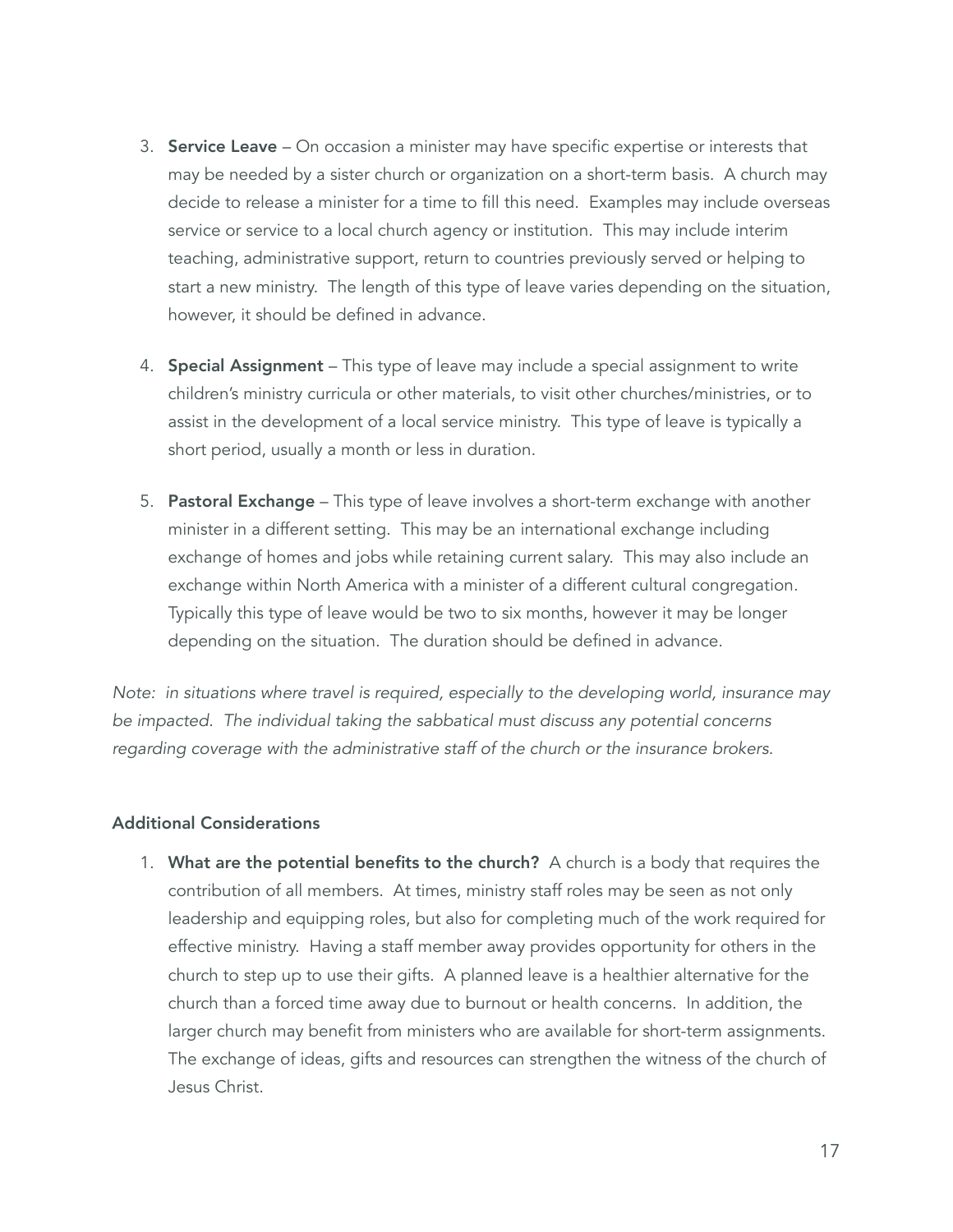3. **Service Leave** – On occasion a minister may have specific expertise or interests that may be needed by a sister church or organization on a short-term basis. A church may decide to release a minister for a time to fill this need. Examples may include overseas service or service to a local church agency or institution. This may include interim teaching, administrative support, return to countries previously served or helping to start a new ministry. The length of this type of leave varies depending on the situation, however, it should be defined in advance.

4. **Special Assignment** – This type of leave may include a special assignment to write children's ministry curricula or other materials, to visit other churches/ministries, or to assist in the development of a local service ministry. This type of leave is typically a short period, usually a month or less in duration.

5. **Pastoral Exchange** – This type of leave involves a short-term exchange with another minister in a different setting. This may be an international exchange including exchange of homes and jobs while retaining current salary. This may also include an exchange within North America with a minister of a different cultural congregation. Typically this type of leave would be two to six months, however it may be longer depending on the situation. The duration should be defined in advance.

*Note: in situations where travel is required, especially to the developing world, insurance may be impacted. The individual taking the sabbatical must discuss any potential concerns regarding coverage with the administrative staff of the church or the insurance brokers.*

#### Additional Considerations

1. **What are the potential benefits to the church?** A church is a body that requires the contribution of all members. At times, ministry staff roles may be seen as not only leadership and equipping roles, but also for completing much of the work required for effective ministry. Having a staff member away provides opportunity for others in the church to step up to use their gifts. A planned leave is a healthier alternative for the church than a forced time away due to burnout or health concerns. In addition, the larger church may benefit from ministers who are available for short-term assignments. The exchange of ideas, gifts and resources can strengthen the witness of the church of Jesus Christ.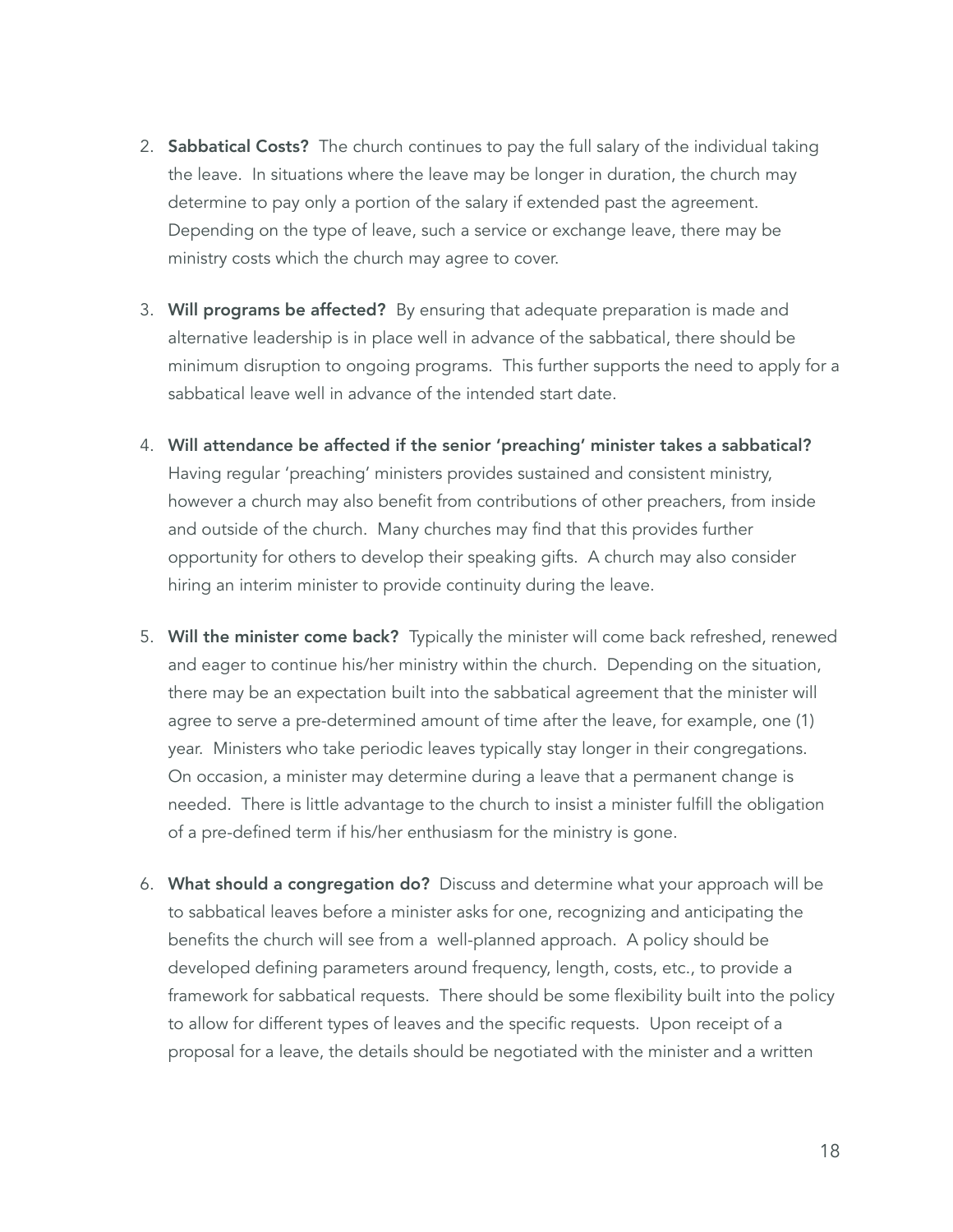2. **Sabbatical Costs?** The church continues to pay the full salary of the individual taking the leave. In situations where the leave may be longer in duration, the church may determine to pay only a portion of the salary if extended past the agreement. Depending on the type of leave, such a service or exchange leave, there may be ministry costs which the church may agree to cover.

3. **Will programs be affected?** By ensuring that adequate preparation is made and alternative leadership is in place well in advance of the sabbatical, there should be minimum disruption to ongoing programs. This further supports the need to apply for a sabbatical leave well in advance of the intended start date.

4. **Will attendance be affected if the senior 'preaching' minister takes a sabbatical?** Having regular 'preaching' ministers provides sustained and consistent ministry, however a church may also benefit from contributions of other preachers, from inside and outside of the church. Many churches may find that this provides further opportunity for others to develop their speaking gifts. A church may also consider hiring an interim minister to provide continuity during the leave.

5. **Will the minister come back?** Typically the minister will come back refreshed, renewed and eager to continue his/her ministry within the church. Depending on the situation, there may be an expectation built into the sabbatical agreement that the minister will agree to serve a pre-determined amount of time after the leave, for example, one (1) year. Ministers who take periodic leaves typically stay longer in their congregations. On occasion, a minister may determine during a leave that a permanent change is needed. There is little advantage to the church to insist a minister fulfill the obligation of a pre-defined term if his/her enthusiasm for the ministry is gone.

6. **What should a congregation do?** Discuss and determine what your approach will be to sabbatical leaves before a minister asks for one, recognizing and anticipating the benefits the church will see from a well-planned approach. A policy should be developed defining parameters around frequency, length, costs, etc., to provide a framework for sabbatical requests. There should be some flexibility built into the policy to allow for different types of leaves and the specific requests. Upon receipt of a proposal for a leave, the details should be negotiated with the minister and a written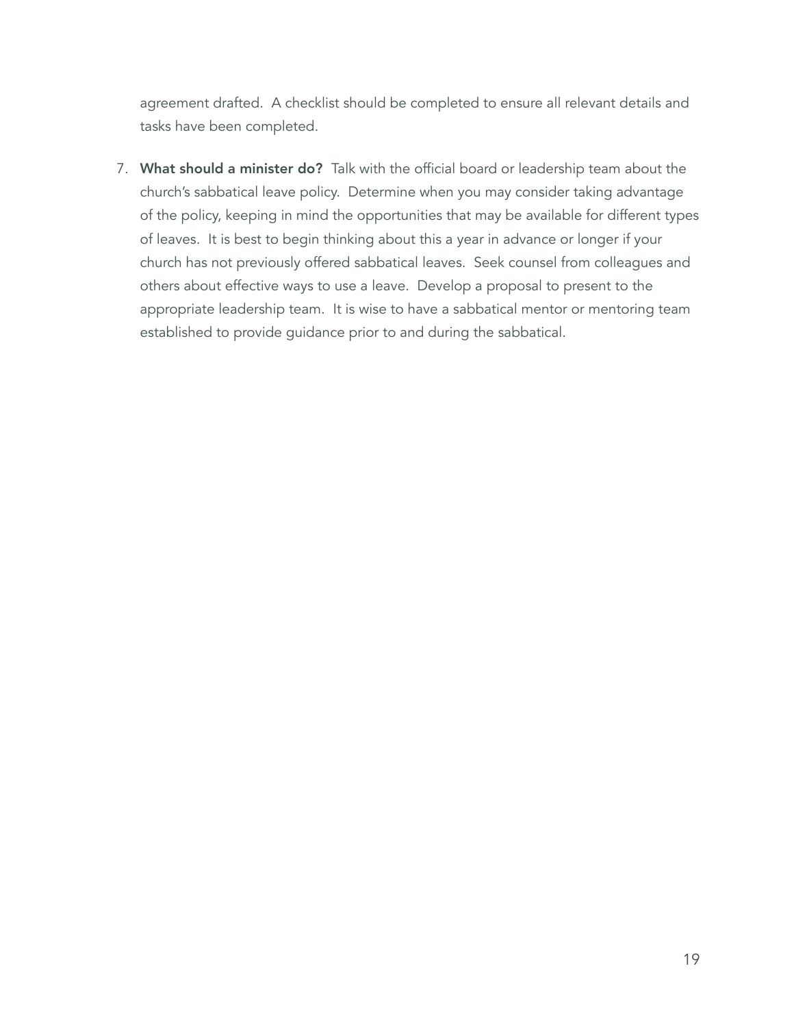agreement drafted. A checklist should be completed to ensure all relevant details and tasks have been completed.

7. **What should a minister do?** Talk with the official board or leadership team about the church's sabbatical leave policy. Determine when you may consider taking advantage of the policy, keeping in mind the opportunities that may be available for different types of leaves. It is best to begin thinking about this a year in advance or longer if your church has not previously offered sabbatical leaves. Seek counsel from colleagues and others about effective ways to use a leave. Develop a proposal to present to the appropriate leadership team. It is wise to have a sabbatical mentor or mentoring team established to provide guidance prior to and during the sabbatical.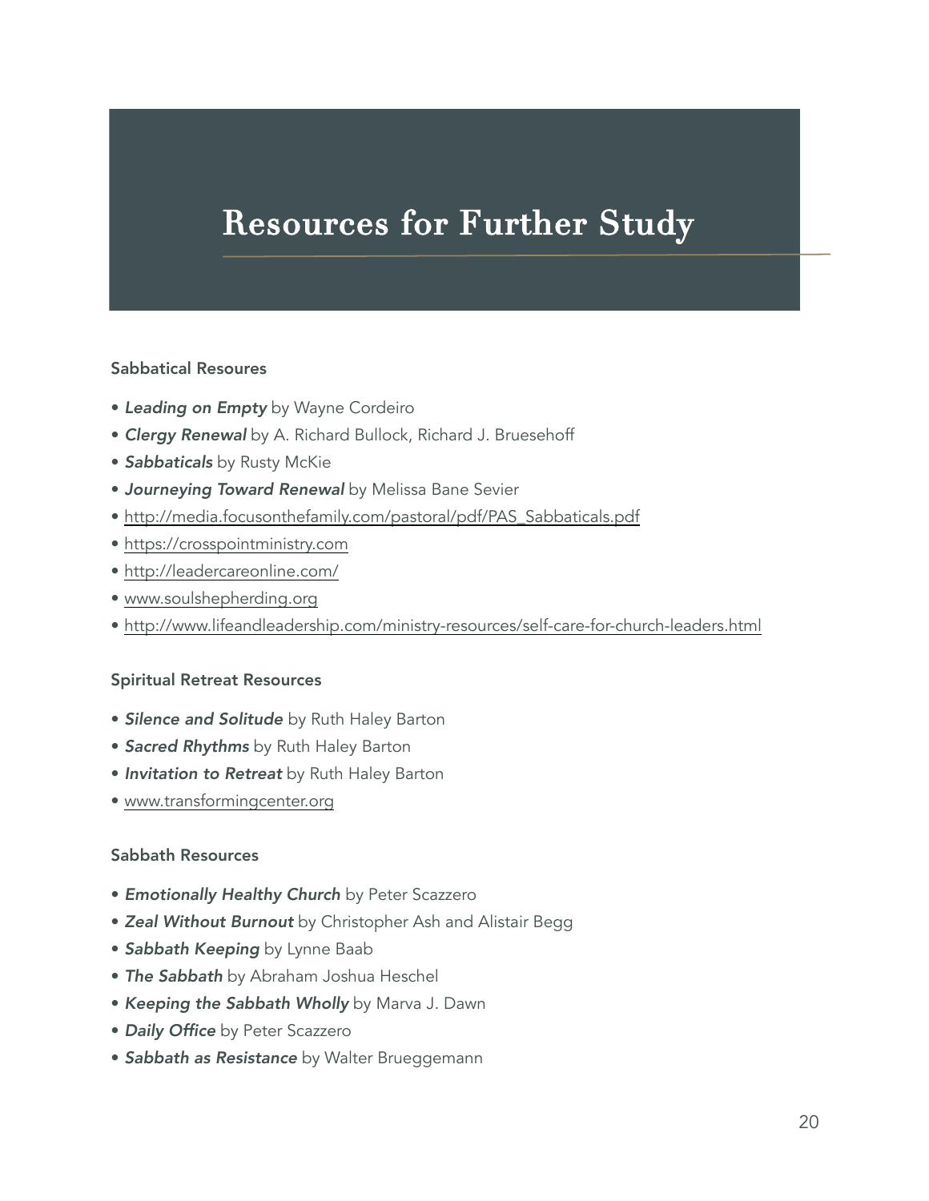# Resources for Further Study

### Sabbatical Resoures

- ***Leading on Empty*** by Wayne Cordeiro
- ***Clergy Renewal*** by A. Richard Bullock, Richard J. Bruesehoff
- ***Sabbaticals*** by Rusty McKie
- ***Journeying Toward Renewal*** by Melissa Bane Sevier
- http://media.focusonthefamily.com/pastoral/pdf/PAS_Sabbaticals.pdf
- https://crosspointministry.com
- http://leadercareonline.com/
- www.soulshepherding.org
- http://www.lifeandleadership.com/ministry-resources/self-care-for-church-leaders.html

### Spiritual Retreat Resources

- ***Silence and Solitude*** by Ruth Haley Barton
- ***Sacred Rhythms*** by Ruth Haley Barton
- ***Invitation to Retreat*** by Ruth Haley Barton
- www.transformingcenter.org

### Sabbath Resources

- ***Emotionally Healthy Church*** by Peter Scazzero
- ***Zeal Without Burnout*** by Christopher Ash and Alistair Begg
- ***Sabbath Keeping*** by Lynne Baab
- ***The Sabbath*** by Abraham Joshua Heschel
- ***Keeping the Sabbath Wholly*** by Marva J. Dawn
- ***Daily Office*** by Peter Scazzero
- ***Sabbath as Resistance*** by Walter Brueggemann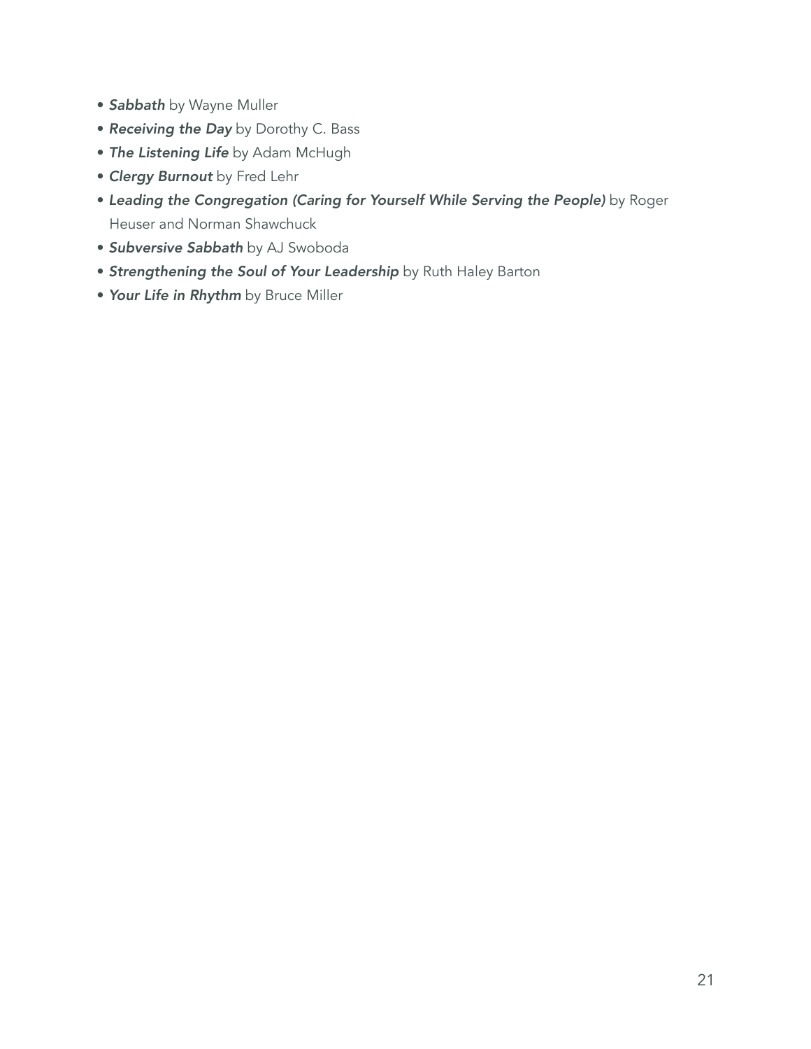- ***Sabbath*** by Wayne Muller
- ***Receiving the Day*** by Dorothy C. Bass
- ***The Listening Life*** by Adam McHugh
- ***Clergy Burnout*** by Fred Lehr
- ***Leading the Congregation (Caring for Yourself While Serving the People)*** by Roger Heuser and Norman Shawchuck
- ***Subversive Sabbath*** by AJ Swoboda
- ***Strengthening the Soul of Your Leadership*** by Ruth Haley Barton
- ***Your Life in Rhythm*** by Bruce Miller